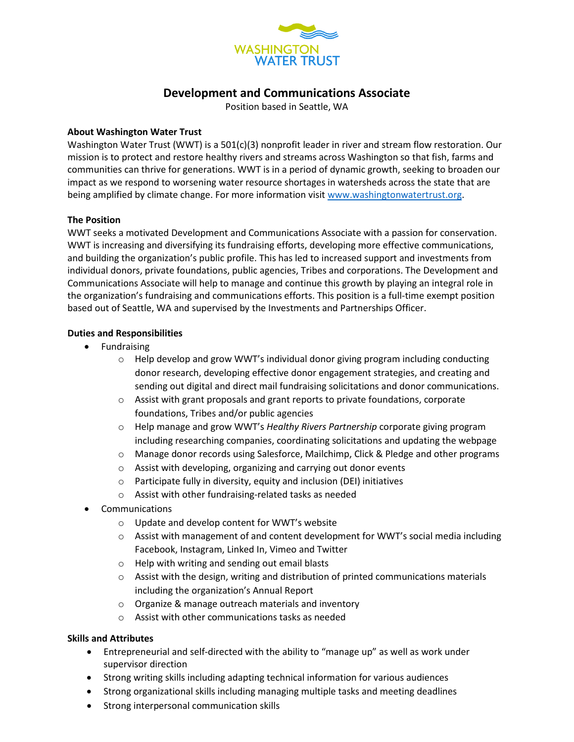WASHINGTON WATER TRUST

# Development and Communications Associate

Position based in Seattle, WA

**About Washington Water Trust**

Washington Water Trust (WWT) is a 501(c)(3) nonprofit leader in river and stream flow restoration. Our mission is to protect and restore healthy rivers and streams across Washington so that fish, farms and communities can thrive for generations. WWT is in a period of dynamic growth, seeking to broaden our impact as we respond to worsening water resource shortages in watersheds across the state that are being amplified by climate change. For more information visit [www.washingtonwatertrust.org](http://www.washingtonwatertrust.org).

**The Position**

WWT seeks a motivated Development and Communications Associate with a passion for conservation. WWT is increasing and diversifying its fundraising efforts, developing more effective communications, and building the organization's public profile. This has led to increased support and investments from individual donors, private foundations, public agencies, Tribes and corporations. The Development and Communications Associate will help to manage and continue this growth by playing an integral role in the organization's fundraising and communications efforts. This position is a full-time exempt position based out of Seattle, WA and supervised by the Investments and Partnerships Officer.

**Duties and Responsibilities**

- Fundraising
  - Help develop and grow WWT's individual donor giving program including conducting donor research, developing effective donor engagement strategies, and creating and sending out digital and direct mail fundraising solicitations and donor communications.
  - Assist with grant proposals and grant reports to private foundations, corporate foundations, Tribes and/or public agencies
  - Help manage and grow WWT's *Healthy Rivers Partnership* corporate giving program including researching companies, coordinating solicitations and updating the webpage
  - Manage donor records using Salesforce, Mailchimp, Click & Pledge and other programs
  - Assist with developing, organizing and carrying out donor events
  - Participate fully in diversity, equity and inclusion (DEI) initiatives
  - Assist with other fundraising-related tasks as needed
- Communications
  - Update and develop content for WWT's website
  - Assist with management of and content development for WWT's social media including Facebook, Instagram, Linked In, Vimeo and Twitter
  - Help with writing and sending out email blasts
  - Assist with the design, writing and distribution of printed communications materials including the organization's Annual Report
  - Organize & manage outreach materials and inventory
  - Assist with other communications tasks as needed

**Skills and Attributes**

- Entrepreneurial and self-directed with the ability to "manage up" as well as work under supervisor direction
- Strong writing skills including adapting technical information for various audiences
- Strong organizational skills including managing multiple tasks and meeting deadlines
- Strong interpersonal communication skills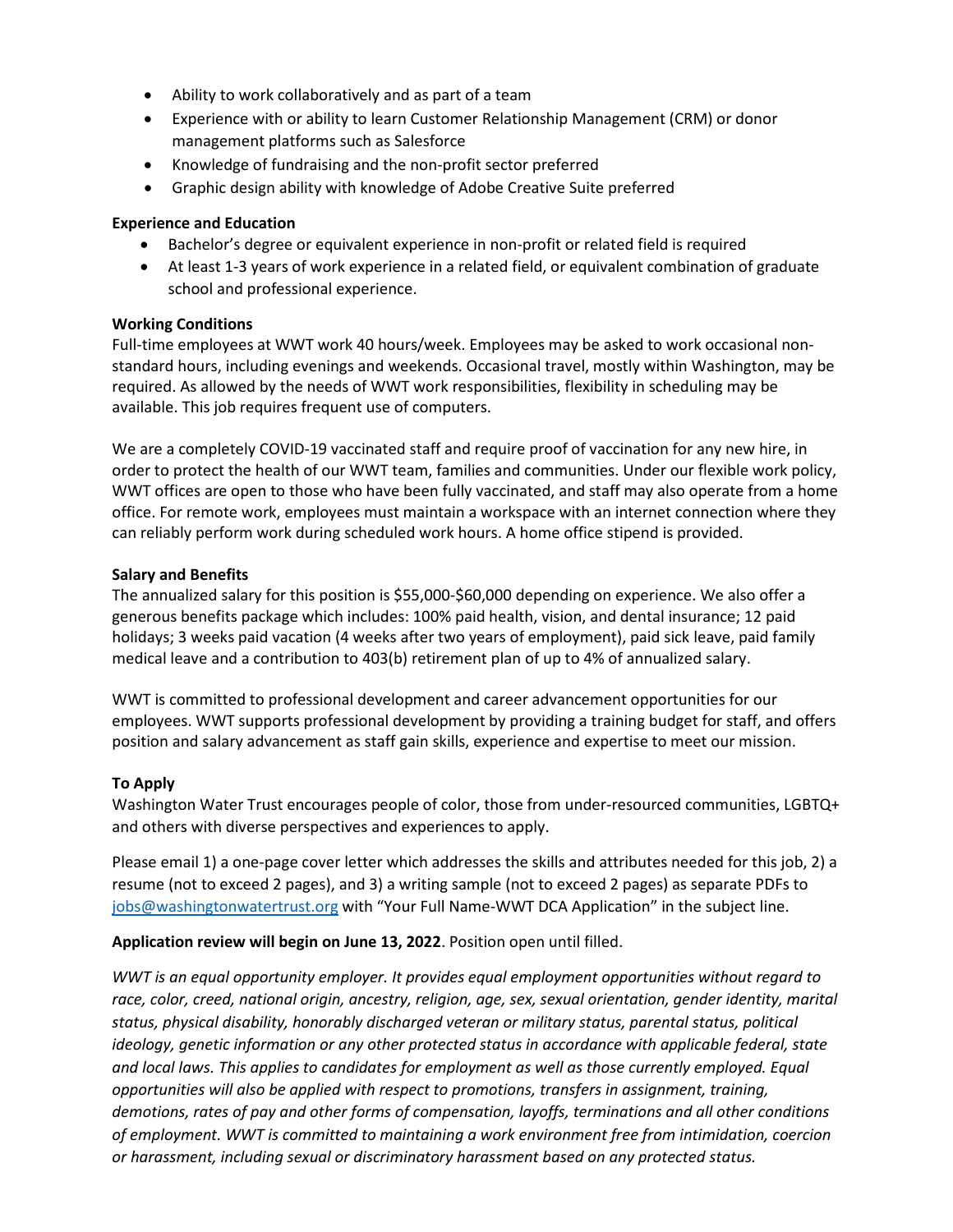- Ability to work collaboratively and as part of a team
- Experience with or ability to learn Customer Relationship Management (CRM) or donor management platforms such as Salesforce
- Knowledge of fundraising and the non-profit sector preferred
- Graphic design ability with knowledge of Adobe Creative Suite preferred

**Experience and Education**

- Bachelor's degree or equivalent experience in non-profit or related field is required
- At least 1-3 years of work experience in a related field, or equivalent combination of graduate school and professional experience.

**Working Conditions**

Full-time employees at WWT work 40 hours/week. Employees may be asked to work occasional non-standard hours, including evenings and weekends. Occasional travel, mostly within Washington, may be required. As allowed by the needs of WWT work responsibilities, flexibility in scheduling may be available. This job requires frequent use of computers.

We are a completely COVID-19 vaccinated staff and require proof of vaccination for any new hire, in order to protect the health of our WWT team, families and communities. Under our flexible work policy, WWT offices are open to those who have been fully vaccinated, and staff may also operate from a home office. For remote work, employees must maintain a workspace with an internet connection where they can reliably perform work during scheduled work hours. A home office stipend is provided.

**Salary and Benefits**

The annualized salary for this position is $55,000-$60,000 depending on experience. We also offer a generous benefits package which includes: 100% paid health, vision, and dental insurance; 12 paid holidays; 3 weeks paid vacation (4 weeks after two years of employment), paid sick leave, paid family medical leave and a contribution to 403(b) retirement plan of up to 4% of annualized salary.

WWT is committed to professional development and career advancement opportunities for our employees. WWT supports professional development by providing a training budget for staff, and offers position and salary advancement as staff gain skills, experience and expertise to meet our mission.

**To Apply**

Washington Water Trust encourages people of color, those from under-resourced communities, LGBTQ+ and others with diverse perspectives and experiences to apply.

Please email 1) a one-page cover letter which addresses the skills and attributes needed for this job, 2) a resume (not to exceed 2 pages), and 3) a writing sample (not to exceed 2 pages) as separate PDFs to jobs@washingtonwatertrust.org with "Your Full Name-WWT DCA Application" in the subject line.

**Application review will begin on June 13, 2022**. Position open until filled.

*WWT is an equal opportunity employer. It provides equal employment opportunities without regard to race, color, creed, national origin, ancestry, religion, age, sex, sexual orientation, gender identity, marital status, physical disability, honorably discharged veteran or military status, parental status, political ideology, genetic information or any other protected status in accordance with applicable federal, state and local laws. This applies to candidates for employment as well as those currently employed. Equal opportunities will also be applied with respect to promotions, transfers in assignment, training, demotions, rates of pay and other forms of compensation, layoffs, terminations and all other conditions of employment. WWT is committed to maintaining a work environment free from intimidation, coercion or harassment, including sexual or discriminatory harassment based on any protected status.*